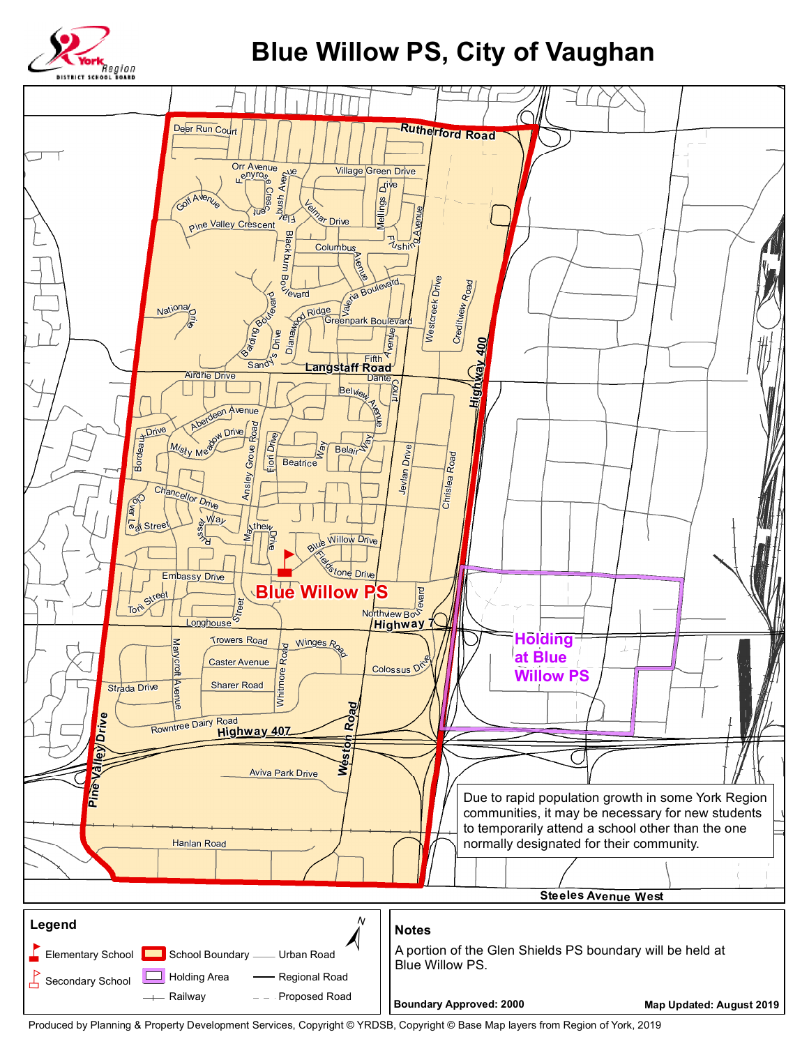# Blue Willow PS, City of Vaughan

Due to rapid population growth in some York Region communities, it may be necessary for new students to temporarily attend a school other than the one normally designated for their community.

## Legend

- Elementary School
- Secondary School
- School Boundary
- Holding Area
- Railway
- Urban Road
- Regional Road
- Proposed Road

## Notes

A portion of the Glen Shields PS boundary will be held at Blue Willow PS.

**Boundary Approved: 2000**

**Map Updated: August 2019**

Produced by Planning & Property Development Services, Copyright © YRDSB, Copyright © Base Map layers from Region of York, 2019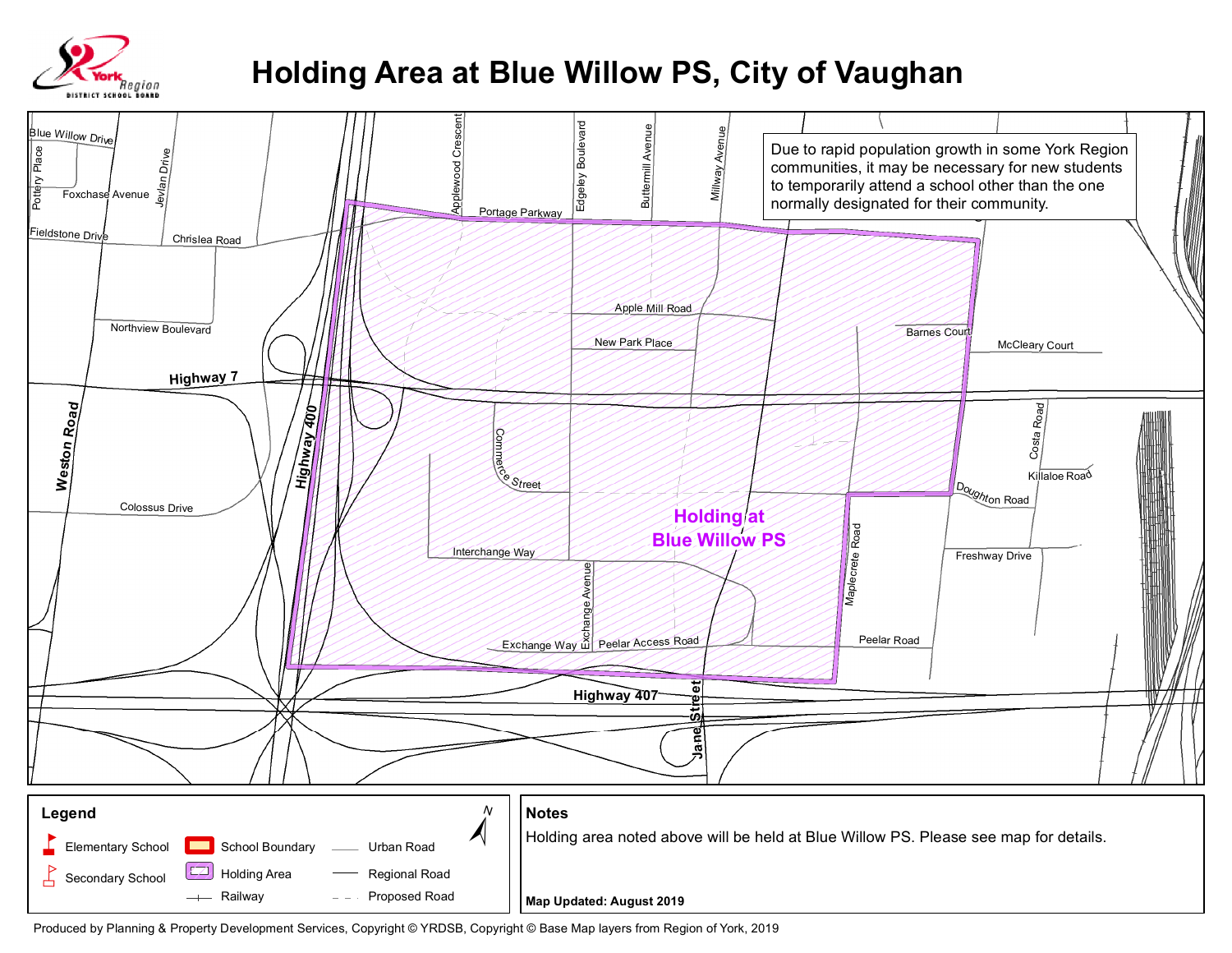York Region District School Board

# Holding Area at Blue Willow PS, City of Vaughan

Due to rapid population growth in some York Region communities, it may be necessary for new students to temporarily attend a school other than the one normally designated for their community.

Blue Willow Drive
Pottery Place
Foxchase Avenue
Jevlan Drive
Applewood Crescent
Edgeley Boulevard
Buttermill Avenue
Millway Avenue
Portage Parkway
Fieldstone Drive
Chrislea Road
Apple Mill Road
New Park Place
Barnes Court
McCleary Court
Northview Boulevard
Highway 7
Highway 400
Weston Road
Commerce Street
Costa Road
Killaloe Road
Doughton Road
Colossus Drive
Holding at Blue Willow PS
Maplecrete Road
Interchange Way
Freshway Drive
Exchange Avenue
Exchange Way
Peelar Access Road
Peelar Road
Highway 407
Jane Street

## Legend

- Elementary School
- Secondary School
- School Boundary
- Holding Area
- Railway
- Urban Road
- Regional Road
- Proposed Road

N

## Notes

Holding area noted above will be held at Blue Willow PS. Please see map for details.

**Map Updated: August 2019**

Produced by Planning & Property Development Services, Copyright © YRDSB, Copyright © Base Map layers from Region of York, 2019